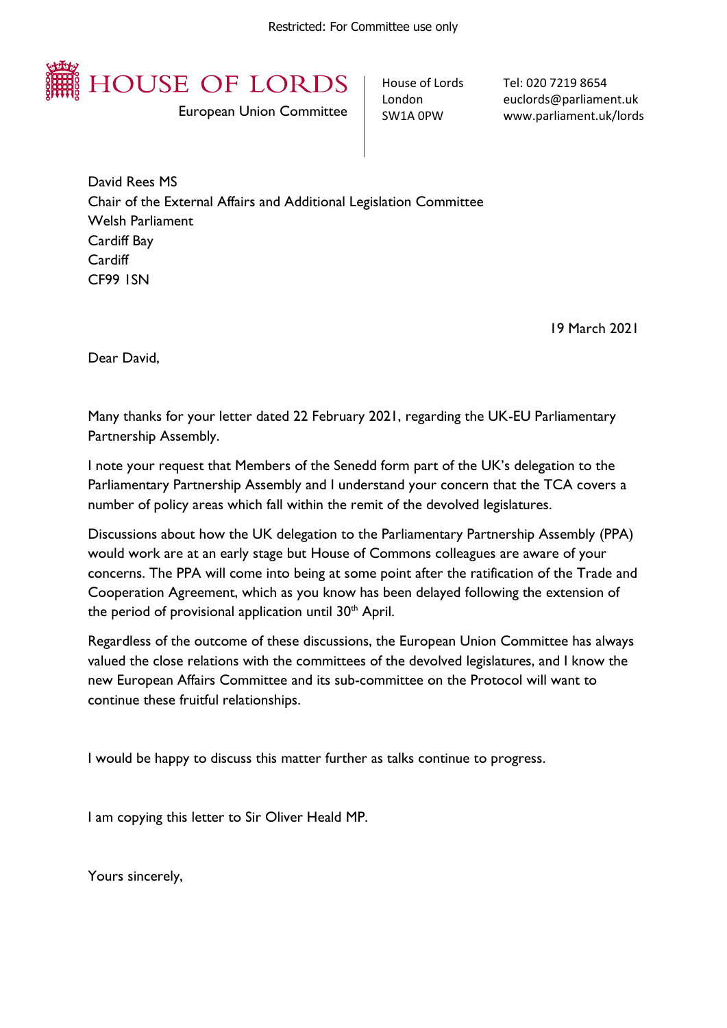Restricted: For Committee use only

**HOUSE OF LORDS**

European Union Committee

House of Lords
London
SW1A 0PW

Tel: 020 7219 8654
euclords@parliament.uk
www.parliament.uk/lords

David Rees MS
Chair of the External Affairs and Additional Legislation Committee
Welsh Parliament
Cardiff Bay
Cardiff
CF99 1SN

19 March 2021

Dear David,

Many thanks for your letter dated 22 February 2021, regarding the UK-EU Parliamentary Partnership Assembly.

I note your request that Members of the Senedd form part of the UK's delegation to the Parliamentary Partnership Assembly and I understand your concern that the TCA covers a number of policy areas which fall within the remit of the devolved legislatures.

Discussions about how the UK delegation to the Parliamentary Partnership Assembly (PPA) would work are at an early stage but House of Commons colleagues are aware of your concerns. The PPA will come into being at some point after the ratification of the Trade and Cooperation Agreement, which as you know has been delayed following the extension of the period of provisional application until 30th April.

Regardless of the outcome of these discussions, the European Union Committee has always valued the close relations with the committees of the devolved legislatures, and I know the new European Affairs Committee and its sub-committee on the Protocol will want to continue these fruitful relationships.

I would be happy to discuss this matter further as talks continue to progress.

I am copying this letter to Sir Oliver Heald MP.

Yours sincerely,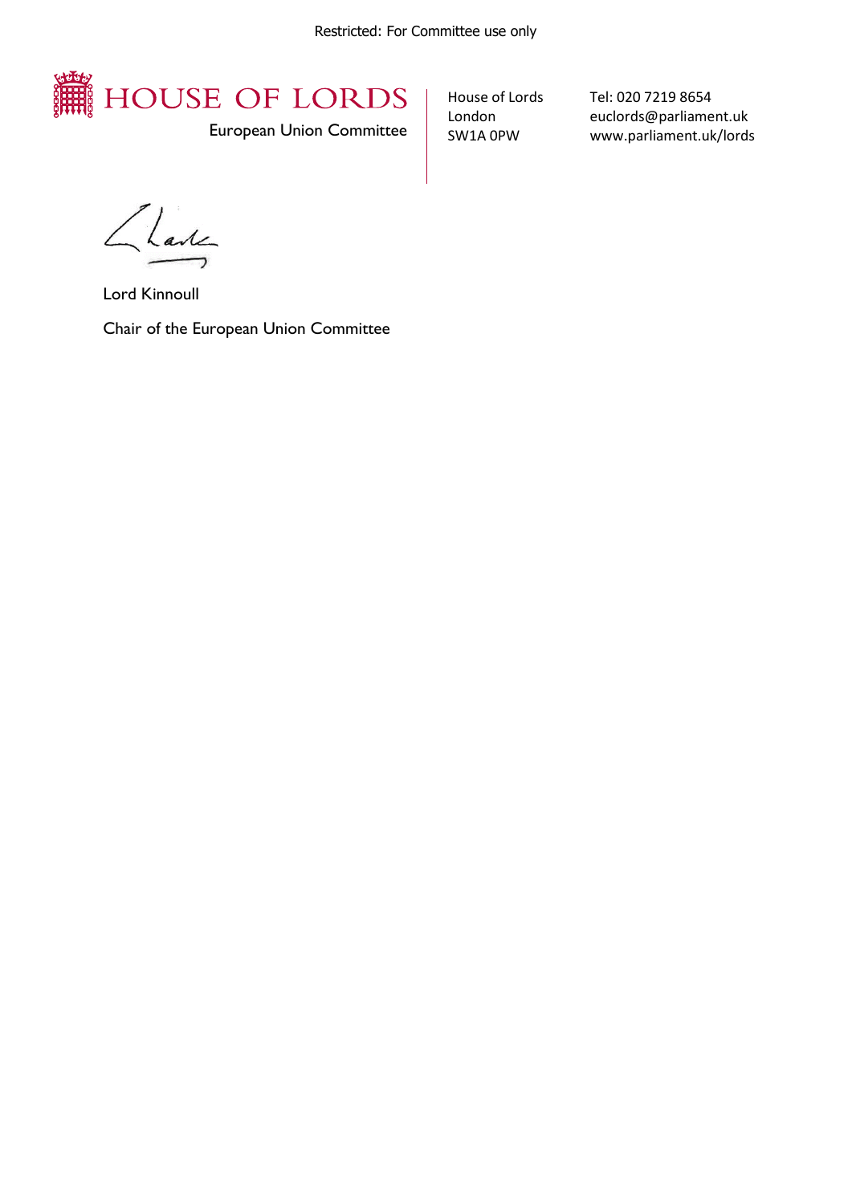Restricted: For Committee use only

HOUSE OF LORDS

European Union Committee

House of Lords
London
SW1A 0PW

Tel: 020 7219 8654
euclords@parliament.uk
www.parliament.uk/lords

Lord Kinnoull

Chair of the European Union Committee